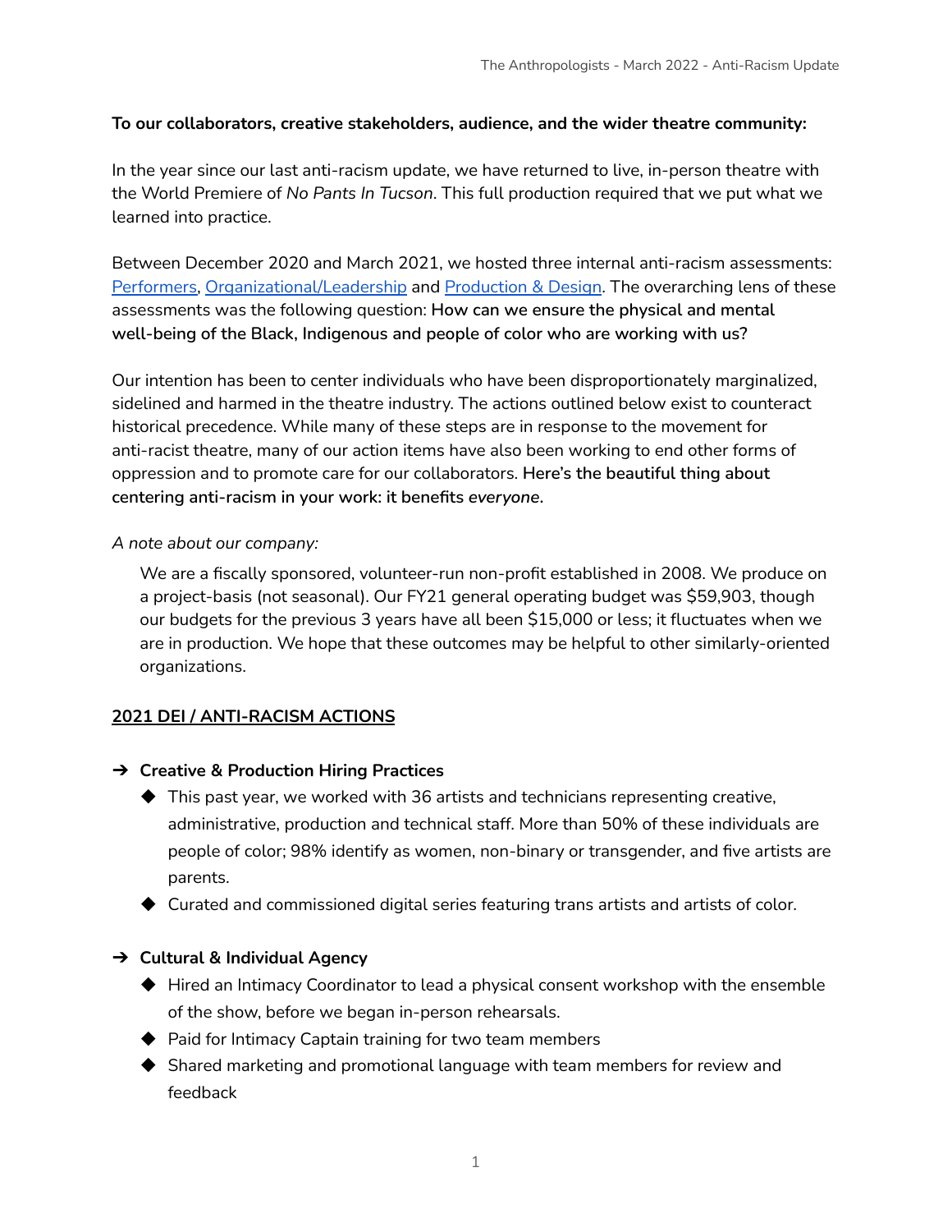**To our collaborators, creative stakeholders, audience, and the wider theatre community:**

In the year since our last anti-racism update, we have returned to live, in-person theatre with the World Premiere of *No Pants In Tucson*. This full production required that we put what we learned into practice.

Between December 2020 and March 2021, we hosted three internal anti-racism assessments: [Performers](), [Organizational/Leadership]() and [Production & Design](). The overarching lens of these assessments was the following question: **How can we ensure the physical and mental well-being of the Black, Indigenous and people of color who are working with us?**

Our intention has been to center individuals who have been disproportionately marginalized, sidelined and harmed in the theatre industry. The actions outlined below exist to counteract historical precedence. While many of these steps are in response to the movement for anti-racist theatre, many of our action items have also been working to end other forms of oppression and to promote care for our collaborators. **Here's the beautiful thing about centering anti-racism in your work: it benefits *everyone*.**

*A note about our company:*

> We are a fiscally sponsored, volunteer-run non-profit established in 2008. We produce on a project-basis (not seasonal). Our FY21 general operating budget was $59,903, though our budgets for the previous 3 years have all been $15,000 or less; it fluctuates when we are in production. We hope that these outcomes may be helpful to other similarly-oriented organizations.

## 2021 DEI / ANTI-RACISM ACTIONS

- **Creative & Production Hiring Practices**
  - This past year, we worked with 36 artists and technicians representing creative, administrative, production and technical staff. More than 50% of these individuals are people of color; 98% identify as women, non-binary or transgender, and five artists are parents.
  - Curated and commissioned digital series featuring trans artists and artists of color.
- **Cultural & Individual Agency**
  - Hired an Intimacy Coordinator to lead a physical consent workshop with the ensemble of the show, before we began in-person rehearsals.
  - Paid for Intimacy Captain training for two team members
  - Shared marketing and promotional language with team members for review and feedback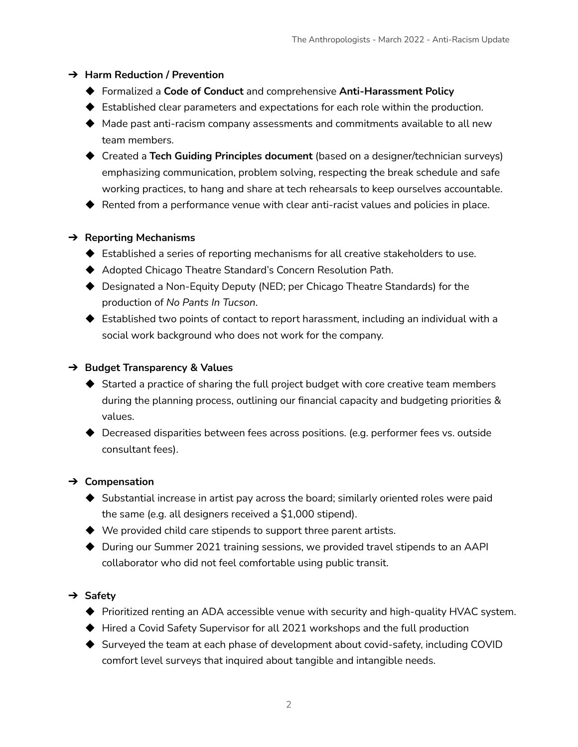- **Harm Reduction / Prevention**
  - Formalized a **Code of Conduct** and comprehensive **Anti-Harassment Policy**
  - Established clear parameters and expectations for each role within the production.
  - Made past anti-racism company assessments and commitments available to all new team members.
  - Created a **Tech Guiding Principles document** (based on a designer/technician surveys) emphasizing communication, problem solving, respecting the break schedule and safe working practices, to hang and share at tech rehearsals to keep ourselves accountable.
  - Rented from a performance venue with clear anti-racist values and policies in place.

- **Reporting Mechanisms**
  - Established a series of reporting mechanisms for all creative stakeholders to use.
  - Adopted Chicago Theatre Standard's Concern Resolution Path.
  - Designated a Non-Equity Deputy (NED; per Chicago Theatre Standards) for the production of *No Pants In Tucson*.
  - Established two points of contact to report harassment, including an individual with a social work background who does not work for the company.

- **Budget Transparency & Values**
  - Started a practice of sharing the full project budget with core creative team members during the planning process, outlining our financial capacity and budgeting priorities & values.
  - Decreased disparities between fees across positions. (e.g. performer fees vs. outside consultant fees).

- **Compensation**
  - Substantial increase in artist pay across the board; similarly oriented roles were paid the same (e.g. all designers received a $1,000 stipend).
  - We provided child care stipends to support three parent artists.
  - During our Summer 2021 training sessions, we provided travel stipends to an AAPI collaborator who did not feel comfortable using public transit.

- **Safety**
  - Prioritized renting an ADA accessible venue with security and high-quality HVAC system.
  - Hired a Covid Safety Supervisor for all 2021 workshops and the full production
  - Surveyed the team at each phase of development about covid-safety, including COVID comfort level surveys that inquired about tangible and intangible needs.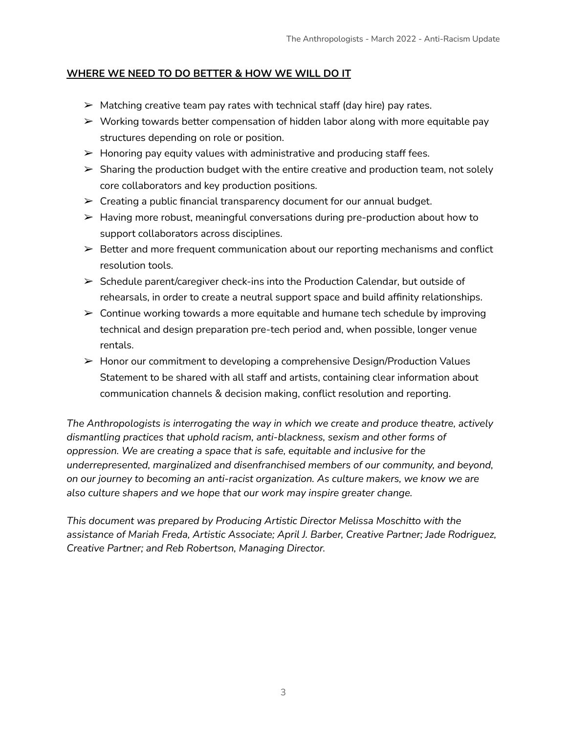**WHERE WE NEED TO DO BETTER & HOW WE WILL DO IT**

- Matching creative team pay rates with technical staff (day hire) pay rates.
- Working towards better compensation of hidden labor along with more equitable pay structures depending on role or position.
- Honoring pay equity values with administrative and producing staff fees.
- Sharing the production budget with the entire creative and production team, not solely core collaborators and key production positions.
- Creating a public financial transparency document for our annual budget.
- Having more robust, meaningful conversations during pre-production about how to support collaborators across disciplines.
- Better and more frequent communication about our reporting mechanisms and conflict resolution tools.
- Schedule parent/caregiver check-ins into the Production Calendar, but outside of rehearsals, in order to create a neutral support space and build affinity relationships.
- Continue working towards a more equitable and humane tech schedule by improving technical and design preparation pre-tech period and, when possible, longer venue rentals.
- Honor our commitment to developing a comprehensive Design/Production Values Statement to be shared with all staff and artists, containing clear information about communication channels & decision making, conflict resolution and reporting.

*The Anthropologists is interrogating the way in which we create and produce theatre, actively dismantling practices that uphold racism, anti-blackness, sexism and other forms of oppression. We are creating a space that is safe, equitable and inclusive for the underrepresented, marginalized and disenfranchised members of our community, and beyond, on our journey to becoming an anti-racist organization. As culture makers, we know we are also culture shapers and we hope that our work may inspire greater change.*

*This document was prepared by Producing Artistic Director Melissa Moschitto with the assistance of Mariah Freda, Artistic Associate; April J. Barber, Creative Partner; Jade Rodriguez, Creative Partner; and Reb Robertson, Managing Director.*